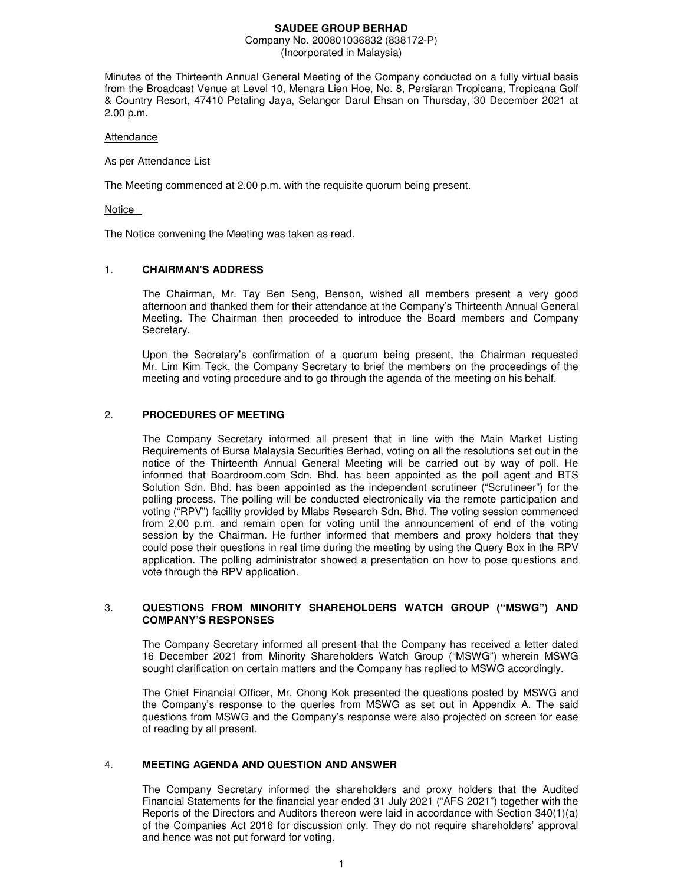**SAUDEE GROUP BERHAD**
Company No. 200801036832 (838172-P)
(Incorporated in Malaysia)

Minutes of the Thirteenth Annual General Meeting of the Company conducted on a fully virtual basis from the Broadcast Venue at Level 10, Menara Lien Hoe, No. 8, Persiaran Tropicana, Tropicana Golf & Country Resort, 47410 Petaling Jaya, Selangor Darul Ehsan on Thursday, 30 December 2021 at 2.00 p.m.

Attendance

As per Attendance List

The Meeting commenced at 2.00 p.m. with the requisite quorum being present.

Notice

The Notice convening the Meeting was taken as read.

## 1. CHAIRMAN'S ADDRESS

The Chairman, Mr. Tay Ben Seng, Benson, wished all members present a very good afternoon and thanked them for their attendance at the Company's Thirteenth Annual General Meeting. The Chairman then proceeded to introduce the Board members and Company Secretary.

Upon the Secretary's confirmation of a quorum being present, the Chairman requested Mr. Lim Kim Teck, the Company Secretary to brief the members on the proceedings of the meeting and voting procedure and to go through the agenda of the meeting on his behalf.

## 2. PROCEDURES OF MEETING

The Company Secretary informed all present that in line with the Main Market Listing Requirements of Bursa Malaysia Securities Berhad, voting on all the resolutions set out in the notice of the Thirteenth Annual General Meeting will be carried out by way of poll. He informed that Boardroom.com Sdn. Bhd. has been appointed as the poll agent and BTS Solution Sdn. Bhd. has been appointed as the independent scrutineer ("Scrutineer") for the polling process. The polling will be conducted electronically via the remote participation and voting ("RPV") facility provided by Mlabs Research Sdn. Bhd. The voting session commenced from 2.00 p.m. and remain open for voting until the announcement of end of the voting session by the Chairman. He further informed that members and proxy holders that they could pose their questions in real time during the meeting by using the Query Box in the RPV application. The polling administrator showed a presentation on how to pose questions and vote through the RPV application.

## 3. QUESTIONS FROM MINORITY SHAREHOLDERS WATCH GROUP ("MSWG") AND COMPANY'S RESPONSES

The Company Secretary informed all present that the Company has received a letter dated 16 December 2021 from Minority Shareholders Watch Group ("MSWG") wherein MSWG sought clarification on certain matters and the Company has replied to MSWG accordingly.

The Chief Financial Officer, Mr. Chong Kok presented the questions posted by MSWG and the Company's response to the queries from MSWG as set out in Appendix A. The said questions from MSWG and the Company's response were also projected on screen for ease of reading by all present.

## 4. MEETING AGENDA AND QUESTION AND ANSWER

The Company Secretary informed the shareholders and proxy holders that the Audited Financial Statements for the financial year ended 31 July 2021 ("AFS 2021") together with the Reports of the Directors and Auditors thereon were laid in accordance with Section 340(1)(a) of the Companies Act 2016 for discussion only. They do not require shareholders' approval and hence was not put forward for voting.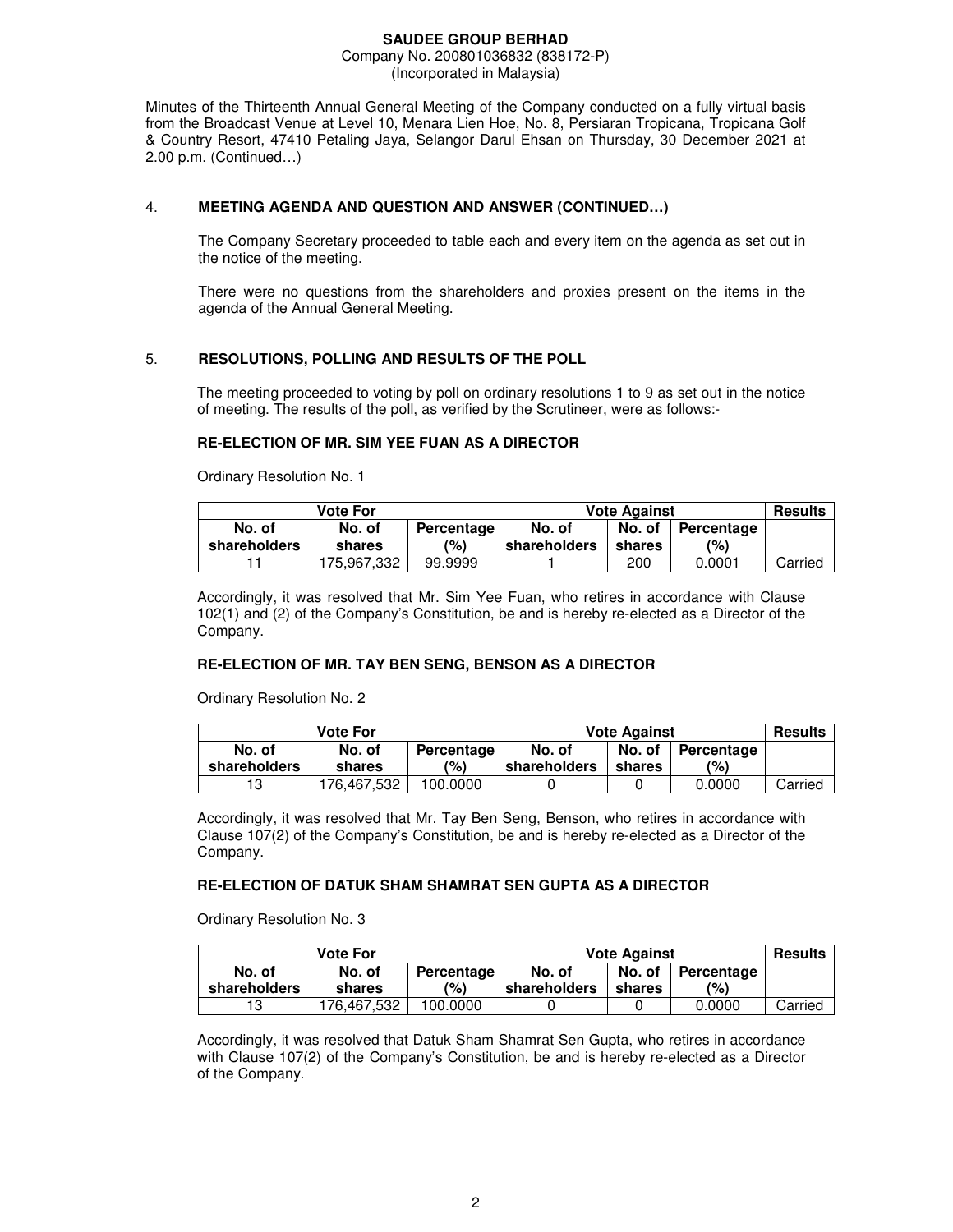**SAUDEE GROUP BERHAD**
Company No. 200801036832 (838172-P)
(Incorporated in Malaysia)

Minutes of the Thirteenth Annual General Meeting of the Company conducted on a fully virtual basis from the Broadcast Venue at Level 10, Menara Lien Hoe, No. 8, Persiaran Tropicana, Tropicana Golf & Country Resort, 47410 Petaling Jaya, Selangor Darul Ehsan on Thursday, 30 December 2021 at 2.00 p.m. (Continued…)

## 4. MEETING AGENDA AND QUESTION AND ANSWER (CONTINUED…)

The Company Secretary proceeded to table each and every item on the agenda as set out in the notice of the meeting.

There were no questions from the shareholders and proxies present on the items in the agenda of the Annual General Meeting.

## 5. RESOLUTIONS, POLLING AND RESULTS OF THE POLL

The meeting proceeded to voting by poll on ordinary resolutions 1 to 9 as set out in the notice of meeting. The results of the poll, as verified by the Scrutineer, were as follows:-

### RE-ELECTION OF MR. SIM YEE FUAN AS A DIRECTOR

Ordinary Resolution No. 1

| Vote For | | | Vote Against | | | Results |
|---|---|---|---|---|---|---|
| No. of shareholders | No. of shares | Percentage (%) | No. of shareholders | No. of shares | Percentage (%) | |
| 11 | 175,967,332 | 99.9999 | 1 | 200 | 0.0001 | Carried |

Accordingly, it was resolved that Mr. Sim Yee Fuan, who retires in accordance with Clause 102(1) and (2) of the Company's Constitution, be and is hereby re-elected as a Director of the Company.

### RE-ELECTION OF MR. TAY BEN SENG, BENSON AS A DIRECTOR

Ordinary Resolution No. 2

| Vote For | | | Vote Against | | | Results |
|---|---|---|---|---|---|---|
| No. of shareholders | No. of shares | Percentage (%) | No. of shareholders | No. of shares | Percentage (%) | |
| 13 | 176,467,532 | 100.0000 | 0 | 0 | 0.0000 | Carried |

Accordingly, it was resolved that Mr. Tay Ben Seng, Benson, who retires in accordance with Clause 107(2) of the Company's Constitution, be and is hereby re-elected as a Director of the Company.

### RE-ELECTION OF DATUK SHAM SHAMRAT SEN GUPTA AS A DIRECTOR

Ordinary Resolution No. 3

| Vote For | | | Vote Against | | | Results |
|---|---|---|---|---|---|---|
| No. of shareholders | No. of shares | Percentage (%) | No. of shareholders | No. of shares | Percentage (%) | |
| 13 | 176,467,532 | 100.0000 | 0 | 0 | 0.0000 | Carried |

Accordingly, it was resolved that Datuk Sham Shamrat Sen Gupta, who retires in accordance with Clause 107(2) of the Company's Constitution, be and is hereby re-elected as a Director of the Company.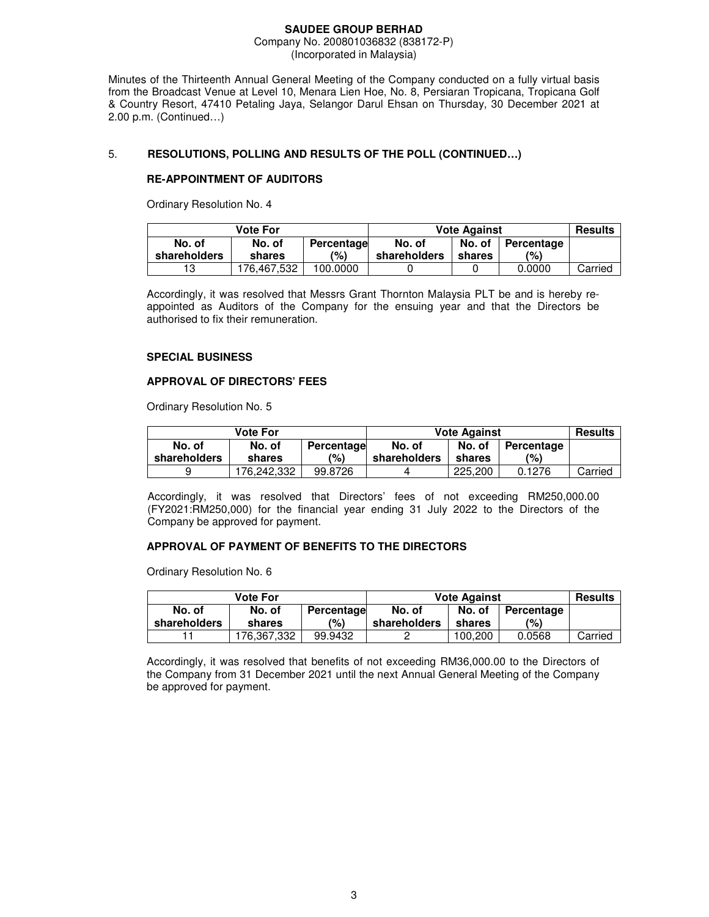**SAUDEE GROUP BERHAD**
Company No. 200801036832 (838172-P)
(Incorporated in Malaysia)

Minutes of the Thirteenth Annual General Meeting of the Company conducted on a fully virtual basis from the Broadcast Venue at Level 10, Menara Lien Hoe, No. 8, Persiaran Tropicana, Tropicana Golf & Country Resort, 47410 Petaling Jaya, Selangor Darul Ehsan on Thursday, 30 December 2021 at 2.00 p.m. (Continued…)

## 5. RESOLUTIONS, POLLING AND RESULTS OF THE POLL (CONTINUED…)

### RE-APPOINTMENT OF AUDITORS

Ordinary Resolution No. 4

| Vote For | | | Vote Against | | | Results |
|---|---|---|---|---|---|---|
| No. of shareholders | No. of shares | Percentage (%) | No. of shareholders | No. of shares | Percentage (%) | |
| 13 | 176,467,532 | 100.0000 | 0 | 0 | 0.0000 | Carried |

Accordingly, it was resolved that Messrs Grant Thornton Malaysia PLT be and is hereby re-appointed as Auditors of the Company for the ensuing year and that the Directors be authorised to fix their remuneration.

### SPECIAL BUSINESS

### APPROVAL OF DIRECTORS' FEES

Ordinary Resolution No. 5

| Vote For | | | Vote Against | | | Results |
|---|---|---|---|---|---|---|
| No. of shareholders | No. of shares | Percentage (%) | No. of shareholders | No. of shares | Percentage (%) | |
| 9 | 176,242,332 | 99.8726 | 4 | 225,200 | 0.1276 | Carried |

Accordingly, it was resolved that Directors' fees of not exceeding RM250,000.00 (FY2021:RM250,000) for the financial year ending 31 July 2022 to the Directors of the Company be approved for payment.

### APPROVAL OF PAYMENT OF BENEFITS TO THE DIRECTORS

Ordinary Resolution No. 6

| Vote For | | | Vote Against | | | Results |
|---|---|---|---|---|---|---|
| No. of shareholders | No. of shares | Percentage (%) | No. of shareholders | No. of shares | Percentage (%) | |
| 11 | 176,367,332 | 99.9432 | 2 | 100,200 | 0.0568 | Carried |

Accordingly, it was resolved that benefits of not exceeding RM36,000.00 to the Directors of the Company from 31 December 2021 until the next Annual General Meeting of the Company be approved for payment.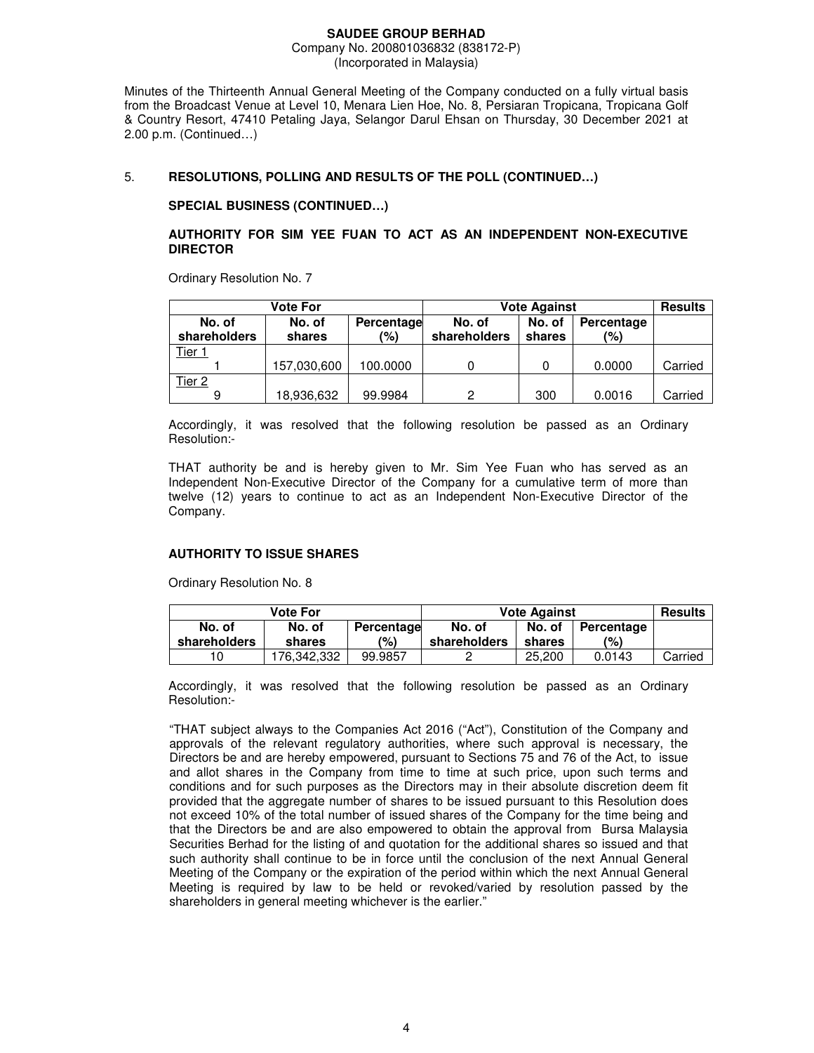**SAUDEE GROUP BERHAD**
Company No. 200801036832 (838172-P)
(Incorporated in Malaysia)

Minutes of the Thirteenth Annual General Meeting of the Company conducted on a fully virtual basis from the Broadcast Venue at Level 10, Menara Lien Hoe, No. 8, Persiaran Tropicana, Tropicana Golf & Country Resort, 47410 Petaling Jaya, Selangor Darul Ehsan on Thursday, 30 December 2021 at 2.00 p.m. (Continued…)

5. **RESOLUTIONS, POLLING AND RESULTS OF THE POLL (CONTINUED…)**

**SPECIAL BUSINESS (CONTINUED…)**

**AUTHORITY FOR SIM YEE FUAN TO ACT AS AN INDEPENDENT NON-EXECUTIVE DIRECTOR**

Ordinary Resolution No. 7

| Vote For | | | Vote Against | | | Results |
|---|---|---|---|---|---|---|
| No. of shareholders | No. of shares | Percentage (%) | No. of shareholders | No. of shares | Percentage (%) | |
| Tier 1 | | | | | | |
| 1 | 157,030,600 | 100.0000 | 0 | 0 | 0.0000 | Carried |
| Tier 2 | | | | | | |
| 9 | 18,936,632 | 99.9984 | 2 | 300 | 0.0016 | Carried |

Accordingly, it was resolved that the following resolution be passed as an Ordinary Resolution:-

THAT authority be and is hereby given to Mr. Sim Yee Fuan who has served as an Independent Non-Executive Director of the Company for a cumulative term of more than twelve (12) years to continue to act as an Independent Non-Executive Director of the Company.

**AUTHORITY TO ISSUE SHARES**

Ordinary Resolution No. 8

| Vote For | | | Vote Against | | | Results |
|---|---|---|---|---|---|---|
| No. of shareholders | No. of shares | Percentage (%) | No. of shareholders | No. of shares | Percentage (%) | |
| 10 | 176,342,332 | 99.9857 | 2 | 25,200 | 0.0143 | Carried |

Accordingly, it was resolved that the following resolution be passed as an Ordinary Resolution:-

"THAT subject always to the Companies Act 2016 ("Act"), Constitution of the Company and approvals of the relevant regulatory authorities, where such approval is necessary, the Directors be and are hereby empowered, pursuant to Sections 75 and 76 of the Act, to issue and allot shares in the Company from time to time at such price, upon such terms and conditions and for such purposes as the Directors may in their absolute discretion deem fit provided that the aggregate number of shares to be issued pursuant to this Resolution does not exceed 10% of the total number of issued shares of the Company for the time being and that the Directors be and are also empowered to obtain the approval from Bursa Malaysia Securities Berhad for the listing of and quotation for the additional shares so issued and that such authority shall continue to be in force until the conclusion of the next Annual General Meeting of the Company or the expiration of the period within which the next Annual General Meeting is required by law to be held or revoked/varied by resolution passed by the shareholders in general meeting whichever is the earlier."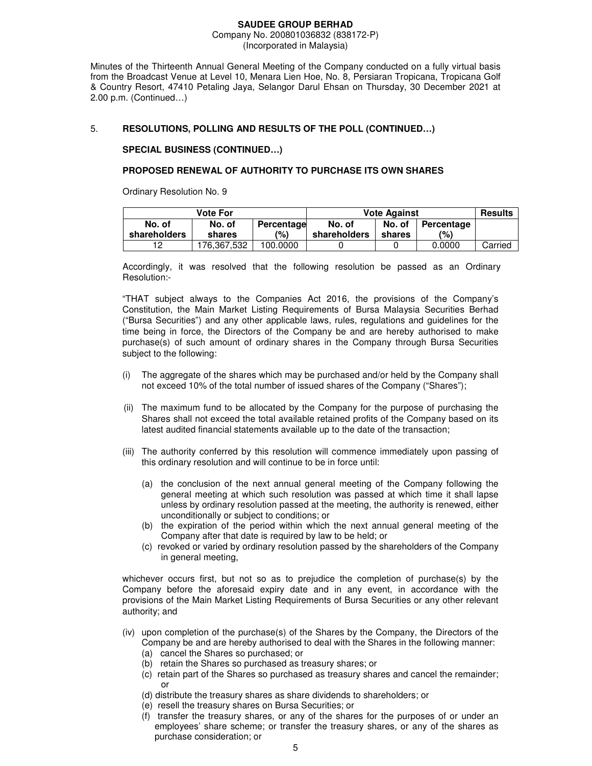**SAUDEE GROUP BERHAD**
Company No. 200801036832 (838172-P)
(Incorporated in Malaysia)

Minutes of the Thirteenth Annual General Meeting of the Company conducted on a fully virtual basis from the Broadcast Venue at Level 10, Menara Lien Hoe, No. 8, Persiaran Tropicana, Tropicana Golf & Country Resort, 47410 Petaling Jaya, Selangor Darul Ehsan on Thursday, 30 December 2021 at 2.00 p.m. (Continued…)

5. **RESOLUTIONS, POLLING AND RESULTS OF THE POLL (CONTINUED…)**

**SPECIAL BUSINESS (CONTINUED…)**

**PROPOSED RENEWAL OF AUTHORITY TO PURCHASE ITS OWN SHARES**

Ordinary Resolution No. 9

| Vote For | | | Vote Against | | | Results |
|---|---|---|---|---|---|---|
| No. of shareholders | No. of shares | Percentage (%) | No. of shareholders | No. of shares | Percentage (%) | |
| 12 | 176,367,532 | 100.0000 | 0 | 0 | 0.0000 | Carried |

Accordingly, it was resolved that the following resolution be passed as an Ordinary Resolution:-

"THAT subject always to the Companies Act 2016, the provisions of the Company's Constitution, the Main Market Listing Requirements of Bursa Malaysia Securities Berhad ("Bursa Securities") and any other applicable laws, rules, regulations and guidelines for the time being in force, the Directors of the Company be and are hereby authorised to make purchase(s) of such amount of ordinary shares in the Company through Bursa Securities subject to the following:

(i) The aggregate of the shares which may be purchased and/or held by the Company shall not exceed 10% of the total number of issued shares of the Company ("Shares");

(ii) The maximum fund to be allocated by the Company for the purpose of purchasing the Shares shall not exceed the total available retained profits of the Company based on its latest audited financial statements available up to the date of the transaction;

(iii) The authority conferred by this resolution will commence immediately upon passing of this ordinary resolution and will continue to be in force until:

   (a) the conclusion of the next annual general meeting of the Company following the general meeting at which such resolution was passed at which time it shall lapse unless by ordinary resolution passed at the meeting, the authority is renewed, either unconditionally or subject to conditions; or
   (b) the expiration of the period within which the next annual general meeting of the Company after that date is required by law to be held; or
   (c) revoked or varied by ordinary resolution passed by the shareholders of the Company in general meeting,

whichever occurs first, but not so as to prejudice the completion of purchase(s) by the Company before the aforesaid expiry date and in any event, in accordance with the provisions of the Main Market Listing Requirements of Bursa Securities or any other relevant authority; and

(iv) upon completion of the purchase(s) of the Shares by the Company, the Directors of the Company be and are hereby authorised to deal with the Shares in the following manner:
   (a) cancel the Shares so purchased; or
   (b) retain the Shares so purchased as treasury shares; or
   (c) retain part of the Shares so purchased as treasury shares and cancel the remainder; or
   (d) distribute the treasury shares as share dividends to shareholders; or
   (e) resell the treasury shares on Bursa Securities; or
   (f) transfer the treasury shares, or any of the shares for the purposes of or under an employees' share scheme; or transfer the treasury shares, or any of the shares as purchase consideration; or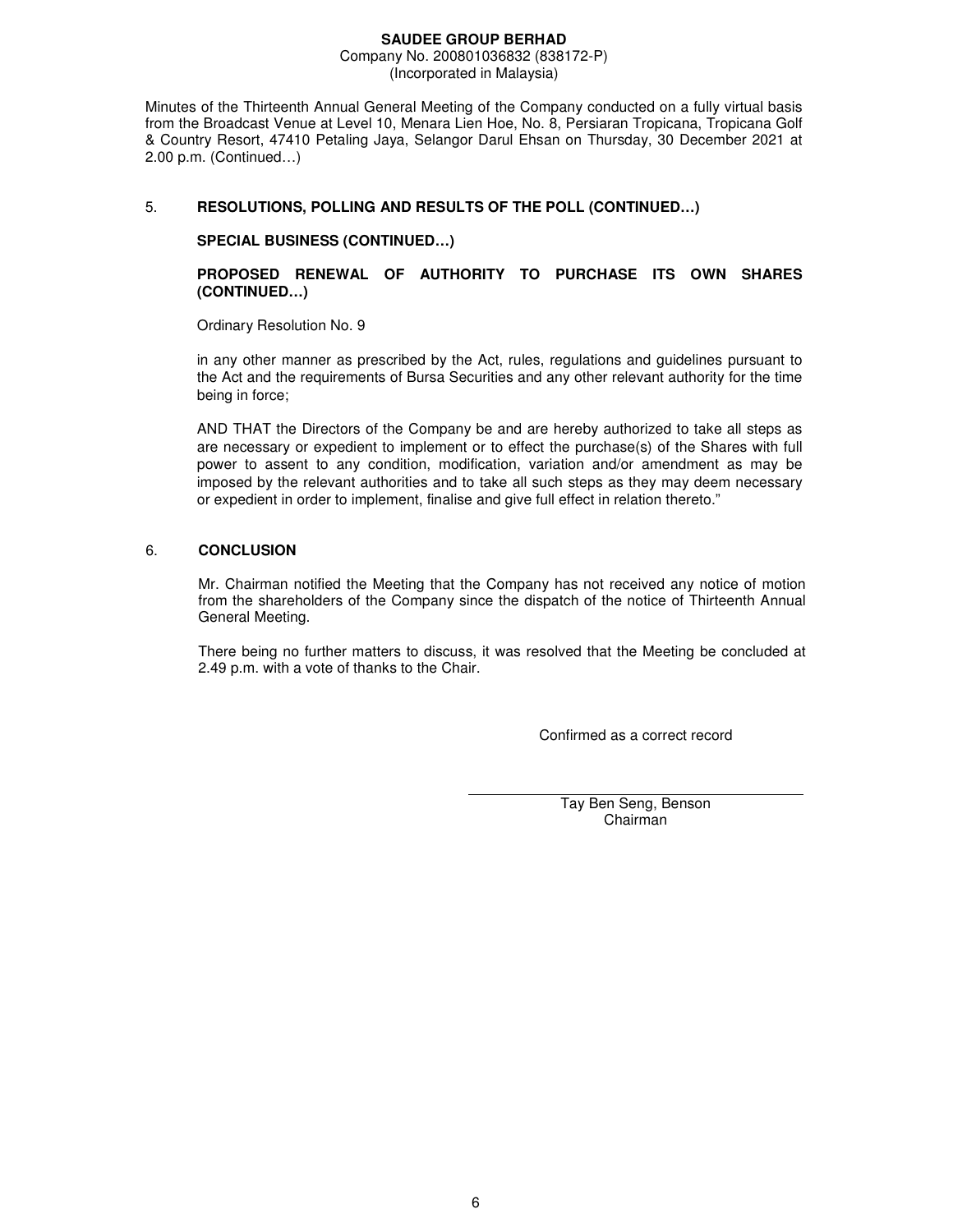**SAUDEE GROUP BERHAD**
Company No. 200801036832 (838172-P)
(Incorporated in Malaysia)

Minutes of the Thirteenth Annual General Meeting of the Company conducted on a fully virtual basis from the Broadcast Venue at Level 10, Menara Lien Hoe, No. 8, Persiaran Tropicana, Tropicana Golf & Country Resort, 47410 Petaling Jaya, Selangor Darul Ehsan on Thursday, 30 December 2021 at 2.00 p.m. (Continued…)

5. **RESOLUTIONS, POLLING AND RESULTS OF THE POLL (CONTINUED…)**

**SPECIAL BUSINESS (CONTINUED…)**

**PROPOSED RENEWAL OF AUTHORITY TO PURCHASE ITS OWN SHARES (CONTINUED…)**

Ordinary Resolution No. 9

in any other manner as prescribed by the Act, rules, regulations and guidelines pursuant to the Act and the requirements of Bursa Securities and any other relevant authority for the time being in force;

AND THAT the Directors of the Company be and are hereby authorized to take all steps as are necessary or expedient to implement or to effect the purchase(s) of the Shares with full power to assent to any condition, modification, variation and/or amendment as may be imposed by the relevant authorities and to take all such steps as they may deem necessary or expedient in order to implement, finalise and give full effect in relation thereto."

6. **CONCLUSION**

Mr. Chairman notified the Meeting that the Company has not received any notice of motion from the shareholders of the Company since the dispatch of the notice of Thirteenth Annual General Meeting.

There being no further matters to discuss, it was resolved that the Meeting be concluded at 2.49 p.m. with a vote of thanks to the Chair.

Confirmed as a correct record

\_\_\_\_\_\_\_\_\_\_\_\_\_\_\_\_\_\_\_\_\_\_\_\_\_\_\_\_\_\_\_\_\_\_\_\_\_\_\_\_

Tay Ben Seng, Benson
Chairman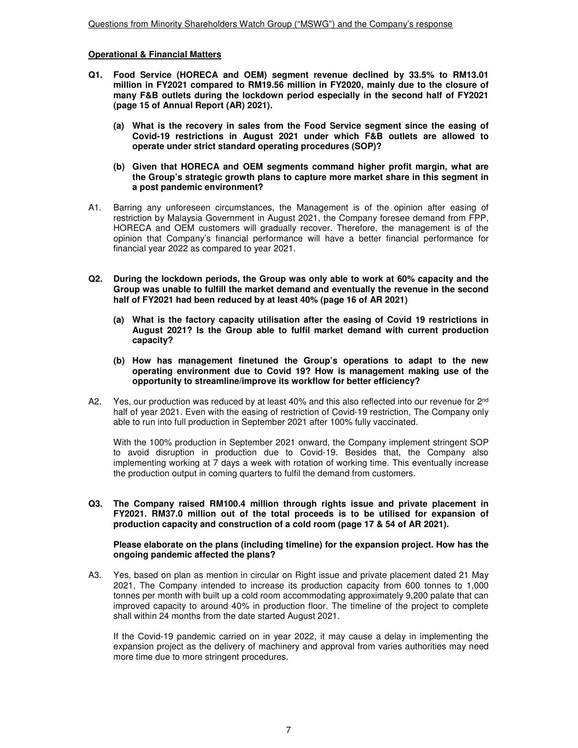Questions from Minority Shareholders Watch Group ("MSWG") and the Company's response

**Operational & Financial Matters**

**Q1. Food Service (HORECA and OEM) segment revenue declined by 33.5% to RM13.01 million in FY2021 compared to RM19.56 million in FY2020, mainly due to the closure of many F&B outlets during the lockdown period especially in the second half of FY2021 (page 15 of Annual Report (AR) 2021).**

**(a) What is the recovery in sales from the Food Service segment since the easing of Covid-19 restrictions in August 2021 under which F&B outlets are allowed to operate under strict standard operating procedures (SOP)?**

**(b) Given that HORECA and OEM segments command higher profit margin, what are the Group's strategic growth plans to capture more market share in this segment in a post pandemic environment?**

A1. Barring any unforeseen circumstances, the Management is of the opinion after easing of restriction by Malaysia Government in August 2021, the Company foresee demand from FPP, HORECA and OEM customers will gradually recover. Therefore, the management is of the opinion that Company's financial performance will have a better financial performance for financial year 2022 as compared to year 2021.

**Q2. During the lockdown periods, the Group was only able to work at 60% capacity and the Group was unable to fulfill the market demand and eventually the revenue in the second half of FY2021 had been reduced by at least 40% (page 16 of AR 2021)**

**(a) What is the factory capacity utilisation after the easing of Covid 19 restrictions in August 2021? Is the Group able to fulfil market demand with current production capacity?**

**(b) How has management finetuned the Group's operations to adapt to the new operating environment due to Covid 19? How is management making use of the opportunity to streamline/improve its workflow for better efficiency?**

A2. Yes, our production was reduced by at least 40% and this also reflected into our revenue for 2nd half of year 2021. Even with the easing of restriction of Covid-19 restriction, The Company only able to run into full production in September 2021 after 100% fully vaccinated.

With the 100% production in September 2021 onward, the Company implement stringent SOP to avoid disruption in production due to Covid-19. Besides that, the Company also implementing working at 7 days a week with rotation of working time. This eventually increase the production output in coming quarters to fulfil the demand from customers.

**Q3. The Company raised RM100.4 million through rights issue and private placement in FY2021. RM37.0 million out of the total proceeds is to be utilised for expansion of production capacity and construction of a cold room (page 17 & 54 of AR 2021).**

**Please elaborate on the plans (including timeline) for the expansion project. How has the ongoing pandemic affected the plans?**

A3. Yes, based on plan as mention in circular on Right issue and private placement dated 21 May 2021, The Company intended to increase its production capacity from 600 tonnes to 1,000 tonnes per month with built up a cold room accommodating approximately 9,200 palate that can improved capacity to around 40% in production floor. The timeline of the project to complete shall within 24 months from the date started August 2021.

If the Covid-19 pandemic carried on in year 2022, it may cause a delay in implementing the expansion project as the delivery of machinery and approval from varies authorities may need more time due to more stringent procedures.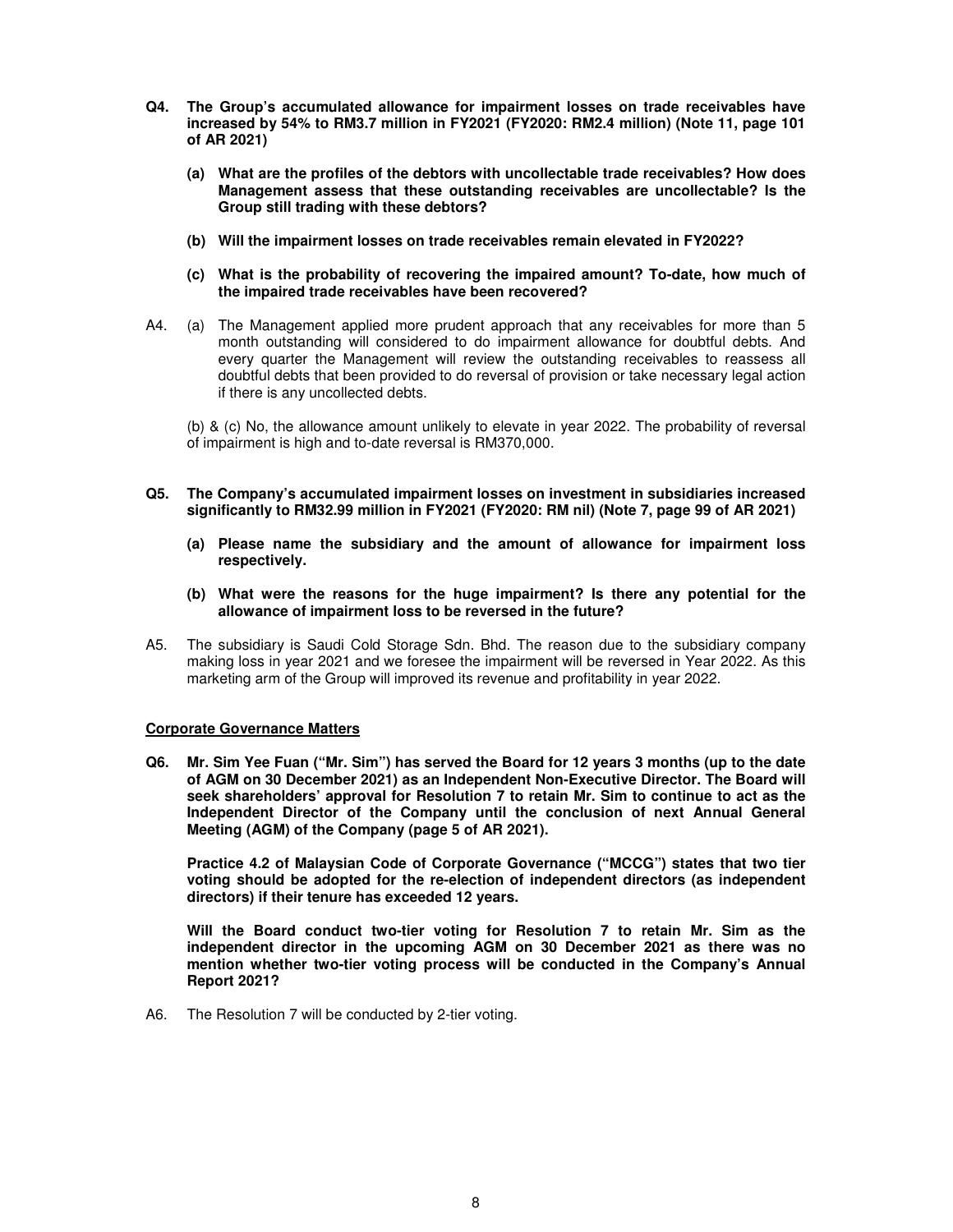**Q4. The Group's accumulated allowance for impairment losses on trade receivables have increased by 54% to RM3.7 million in FY2021 (FY2020: RM2.4 million) (Note 11, page 101 of AR 2021)**

**(a) What are the profiles of the debtors with uncollectable trade receivables? How does Management assess that these outstanding receivables are uncollectable? Is the Group still trading with these debtors?**

**(b) Will the impairment losses on trade receivables remain elevated in FY2022?**

**(c) What is the probability of recovering the impaired amount? To-date, how much of the impaired trade receivables have been recovered?**

A4. (a) The Management applied more prudent approach that any receivables for more than 5 month outstanding will considered to do impairment allowance for doubtful debts. And every quarter the Management will review the outstanding receivables to reassess all doubtful debts that been provided to do reversal of provision or take necessary legal action if there is any uncollected debts.

(b) & (c) No, the allowance amount unlikely to elevate in year 2022. The probability of reversal of impairment is high and to-date reversal is RM370,000.

**Q5. The Company's accumulated impairment losses on investment in subsidiaries increased significantly to RM32.99 million in FY2021 (FY2020: RM nil) (Note 7, page 99 of AR 2021)**

**(a) Please name the subsidiary and the amount of allowance for impairment loss respectively.**

**(b) What were the reasons for the huge impairment? Is there any potential for the allowance of impairment loss to be reversed in the future?**

A5. The subsidiary is Saudi Cold Storage Sdn. Bhd. The reason due to the subsidiary company making loss in year 2021 and we foresee the impairment will be reversed in Year 2022. As this marketing arm of the Group will improved its revenue and profitability in year 2022.

**Corporate Governance Matters**

**Q6. Mr. Sim Yee Fuan ("Mr. Sim") has served the Board for 12 years 3 months (up to the date of AGM on 30 December 2021) as an Independent Non-Executive Director. The Board will seek shareholders' approval for Resolution 7 to retain Mr. Sim to continue to act as the Independent Director of the Company until the conclusion of next Annual General Meeting (AGM) of the Company (page 5 of AR 2021).**

**Practice 4.2 of Malaysian Code of Corporate Governance ("MCCG") states that two tier voting should be adopted for the re-election of independent directors (as independent directors) if their tenure has exceeded 12 years.**

**Will the Board conduct two-tier voting for Resolution 7 to retain Mr. Sim as the independent director in the upcoming AGM on 30 December 2021 as there was no mention whether two-tier voting process will be conducted in the Company's Annual Report 2021?**

A6. The Resolution 7 will be conducted by 2-tier voting.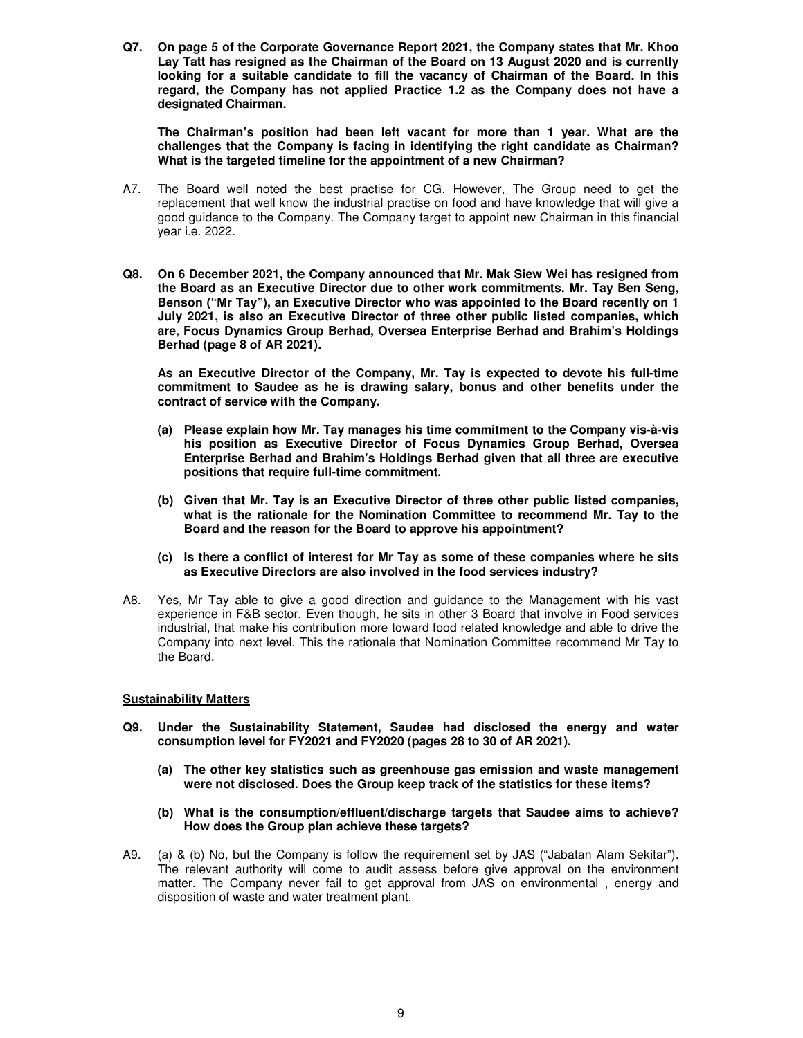**Q7. On page 5 of the Corporate Governance Report 2021, the Company states that Mr. Khoo Lay Tatt has resigned as the Chairman of the Board on 13 August 2020 and is currently looking for a suitable candidate to fill the vacancy of Chairman of the Board. In this regard, the Company has not applied Practice 1.2 as the Company does not have a designated Chairman.**

**The Chairman's position had been left vacant for more than 1 year. What are the challenges that the Company is facing in identifying the right candidate as Chairman? What is the targeted timeline for the appointment of a new Chairman?**

A7. The Board well noted the best practise for CG. However, The Group need to get the replacement that well know the industrial practise on food and have knowledge that will give a good guidance to the Company. The Company target to appoint new Chairman in this financial year i.e. 2022.

**Q8. On 6 December 2021, the Company announced that Mr. Mak Siew Wei has resigned from the Board as an Executive Director due to other work commitments. Mr. Tay Ben Seng, Benson ("Mr Tay"), an Executive Director who was appointed to the Board recently on 1 July 2021, is also an Executive Director of three other public listed companies, which are, Focus Dynamics Group Berhad, Oversea Enterprise Berhad and Brahim's Holdings Berhad (page 8 of AR 2021).**

**As an Executive Director of the Company, Mr. Tay is expected to devote his full-time commitment to Saudee as he is drawing salary, bonus and other benefits under the contract of service with the Company.**

**(a) Please explain how Mr. Tay manages his time commitment to the Company vis-à-vis his position as Executive Director of Focus Dynamics Group Berhad, Oversea Enterprise Berhad and Brahim's Holdings Berhad given that all three are executive positions that require full-time commitment.**

**(b) Given that Mr. Tay is an Executive Director of three other public listed companies, what is the rationale for the Nomination Committee to recommend Mr. Tay to the Board and the reason for the Board to approve his appointment?**

**(c) Is there a conflict of interest for Mr Tay as some of these companies where he sits as Executive Directors are also involved in the food services industry?**

A8. Yes, Mr Tay able to give a good direction and guidance to the Management with his vast experience in F&B sector. Even though, he sits in other 3 Board that involve in Food services industrial, that make his contribution more toward food related knowledge and able to drive the Company into next level. This the rationale that Nomination Committee recommend Mr Tay to the Board.

**Sustainability Matters**

**Q9. Under the Sustainability Statement, Saudee had disclosed the energy and water consumption level for FY2021 and FY2020 (pages 28 to 30 of AR 2021).**

**(a) The other key statistics such as greenhouse gas emission and waste management were not disclosed. Does the Group keep track of the statistics for these items?**

**(b) What is the consumption/effluent/discharge targets that Saudee aims to achieve? How does the Group plan achieve these targets?**

A9. (a) & (b) No, but the Company is follow the requirement set by JAS ("Jabatan Alam Sekitar"). The relevant authority will come to audit assess before give approval on the environment matter. The Company never fail to get approval from JAS on environmental , energy and disposition of waste and water treatment plant.